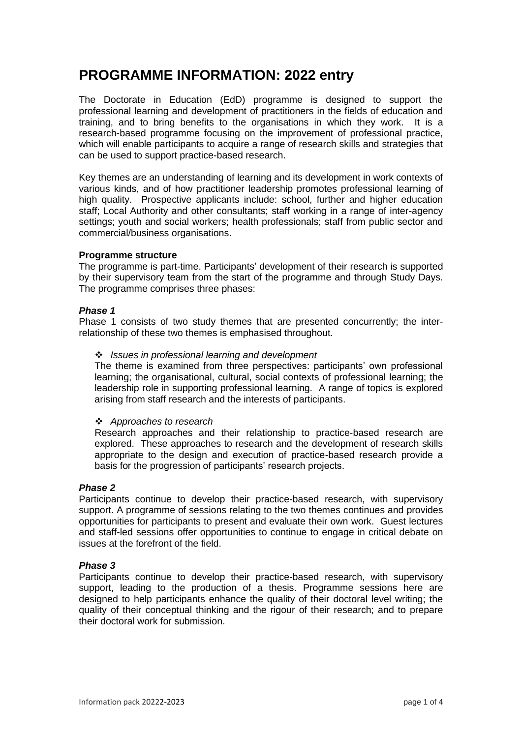# PROGRAMME INFORMATION: 2022 entry

The Doctorate in Education (EdD) programme is designed to support the professional learning and development of practitioners in the fields of education and training, and to bring benefits to the organisations in which they work. It is a research-based programme focusing on the improvement of professional practice, which will enable participants to acquire a range of research skills and strategies that can be used to support practice-based research.

Key themes are an understanding of learning and its development in work contexts of various kinds, and of how practitioner leadership promotes professional learning of high quality. Prospective applicants include: school, further and higher education staff; Local Authority and other consultants; staff working in a range of inter-agency settings; youth and social workers; health professionals; staff from public sector and commercial/business organisations.

**Programme structure**

The programme is part-time. Participants' development of their research is supported by their supervisory team from the start of the programme and through Study Days. The programme comprises three phases:

***Phase 1***

Phase 1 consists of two study themes that are presented concurrently; the inter-relationship of these two themes is emphasised throughout.

- *Issues in professional learning and development*

  The theme is examined from three perspectives: participants' own professional learning; the organisational, cultural, social contexts of professional learning; the leadership role in supporting professional learning. A range of topics is explored arising from staff research and the interests of participants.

- *Approaches to research*

  Research approaches and their relationship to practice-based research are explored. These approaches to research and the development of research skills appropriate to the design and execution of practice-based research provide a basis for the progression of participants' research projects.

***Phase 2***

Participants continue to develop their practice-based research, with supervisory support. A programme of sessions relating to the two themes continues and provides opportunities for participants to present and evaluate their own work. Guest lectures and staff-led sessions offer opportunities to continue to engage in critical debate on issues at the forefront of the field.

***Phase 3***

Participants continue to develop their practice-based research, with supervisory support, leading to the production of a thesis. Programme sessions here are designed to help participants enhance the quality of their doctoral level writing; the quality of their conceptual thinking and the rigour of their research; and to prepare their doctoral work for submission.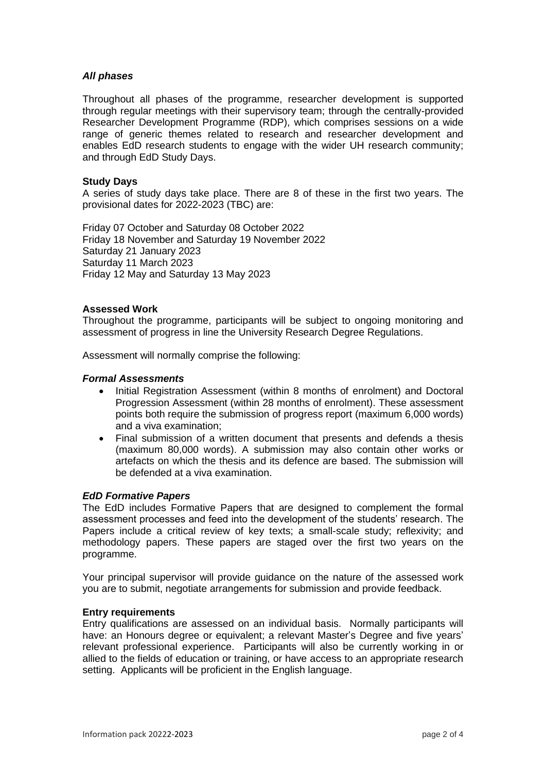### *All phases*

Throughout all phases of the programme, researcher development is supported through regular meetings with their supervisory team; through the centrally-provided Researcher Development Programme (RDP), which comprises sessions on a wide range of generic themes related to research and researcher development and enables EdD research students to engage with the wider UH research community; and through EdD Study Days.

**Study Days**

A series of study days take place. There are 8 of these in the first two years. The provisional dates for 2022-2023 (TBC) are:

Friday 07 October and Saturday 08 October 2022
Friday 18 November and Saturday 19 November 2022
Saturday 21 January 2023
Saturday 11 March 2023
Friday 12 May and Saturday 13 May 2023

**Assessed Work**

Throughout the programme, participants will be subject to ongoing monitoring and assessment of progress in line the University Research Degree Regulations.

Assessment will normally comprise the following:

### *Formal Assessments*

- Initial Registration Assessment (within 8 months of enrolment) and Doctoral Progression Assessment (within 28 months of enrolment). These assessment points both require the submission of progress report (maximum 6,000 words) and a viva examination;
- Final submission of a written document that presents and defends a thesis (maximum 80,000 words). A submission may also contain other works or artefacts on which the thesis and its defence are based. The submission will be defended at a viva examination.

### *EdD Formative Papers*

The EdD includes Formative Papers that are designed to complement the formal assessment processes and feed into the development of the students' research. The Papers include a critical review of key texts; a small-scale study; reflexivity; and methodology papers. These papers are staged over the first two years on the programme.

Your principal supervisor will provide guidance on the nature of the assessed work you are to submit, negotiate arrangements for submission and provide feedback.

**Entry requirements**

Entry qualifications are assessed on an individual basis. Normally participants will have: an Honours degree or equivalent; a relevant Master's Degree and five years' relevant professional experience. Participants will also be currently working in or allied to the fields of education or training, or have access to an appropriate research setting. Applicants will be proficient in the English language.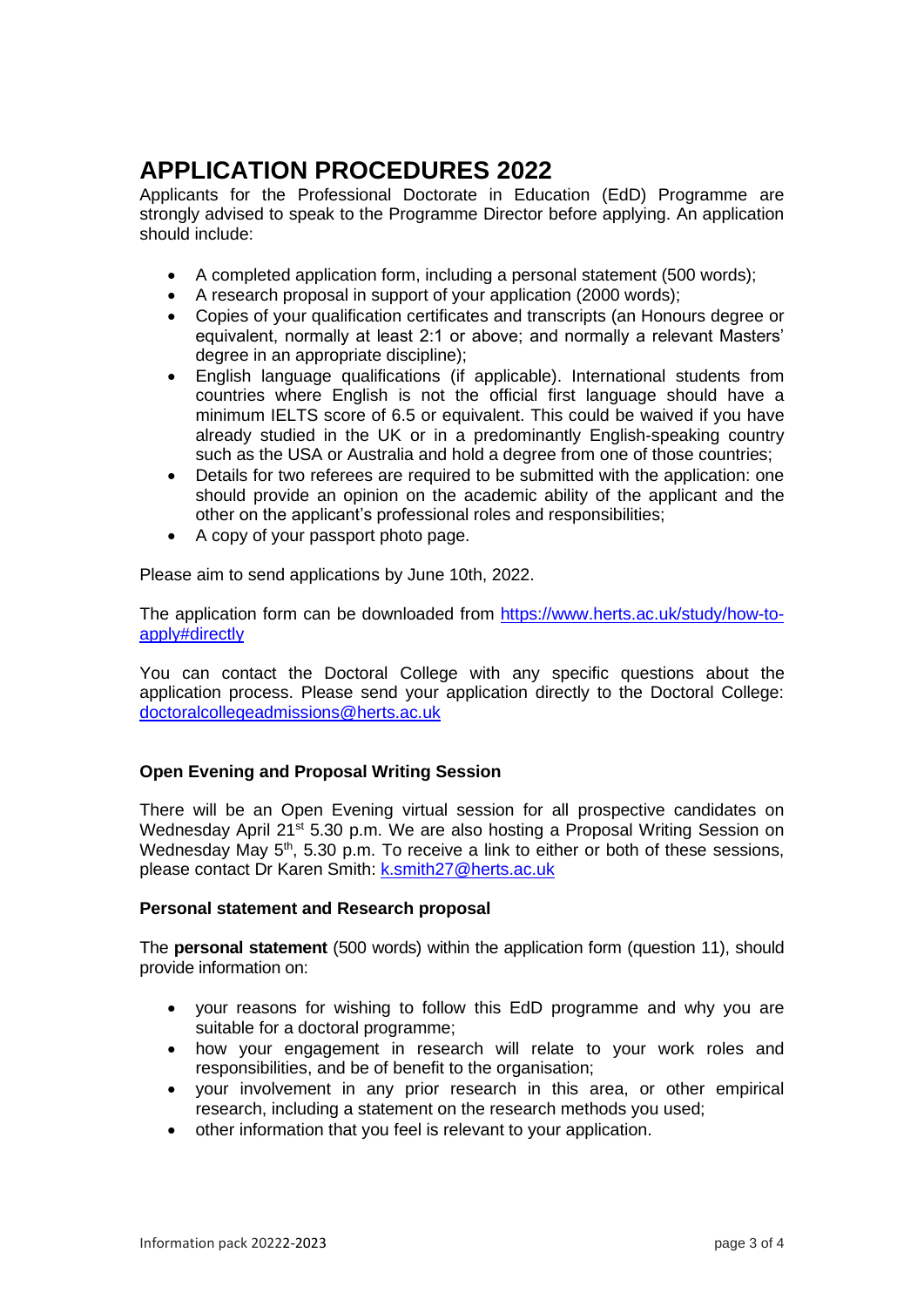# APPLICATION PROCEDURES 2022

Applicants for the Professional Doctorate in Education (EdD) Programme are strongly advised to speak to the Programme Director before applying. An application should include:

- A completed application form, including a personal statement (500 words);
- A research proposal in support of your application (2000 words);
- Copies of your qualification certificates and transcripts (an Honours degree or equivalent, normally at least 2:1 or above; and normally a relevant Masters' degree in an appropriate discipline);
- English language qualifications (if applicable). International students from countries where English is not the official first language should have a minimum IELTS score of 6.5 or equivalent. This could be waived if you have already studied in the UK or in a predominantly English-speaking country such as the USA or Australia and hold a degree from one of those countries;
- Details for two referees are required to be submitted with the application: one should provide an opinion on the academic ability of the applicant and the other on the applicant's professional roles and responsibilities;
- A copy of your passport photo page.

Please aim to send applications by June 10th, 2022.

The application form can be downloaded from https://www.herts.ac.uk/study/how-to-apply#directly

You can contact the Doctoral College with any specific questions about the application process. Please send your application directly to the Doctoral College: doctoralcollegeadmissions@herts.ac.uk

### Open Evening and Proposal Writing Session

There will be an Open Evening virtual session for all prospective candidates on Wednesday April 21st 5.30 p.m. We are also hosting a Proposal Writing Session on Wednesday May 5th, 5.30 p.m. To receive a link to either or both of these sessions, please contact Dr Karen Smith: k.smith27@herts.ac.uk

### Personal statement and Research proposal

The **personal statement** (500 words) within the application form (question 11), should provide information on:

- your reasons for wishing to follow this EdD programme and why you are suitable for a doctoral programme;
- how your engagement in research will relate to your work roles and responsibilities, and be of benefit to the organisation;
- your involvement in any prior research in this area, or other empirical research, including a statement on the research methods you used;
- other information that you feel is relevant to your application.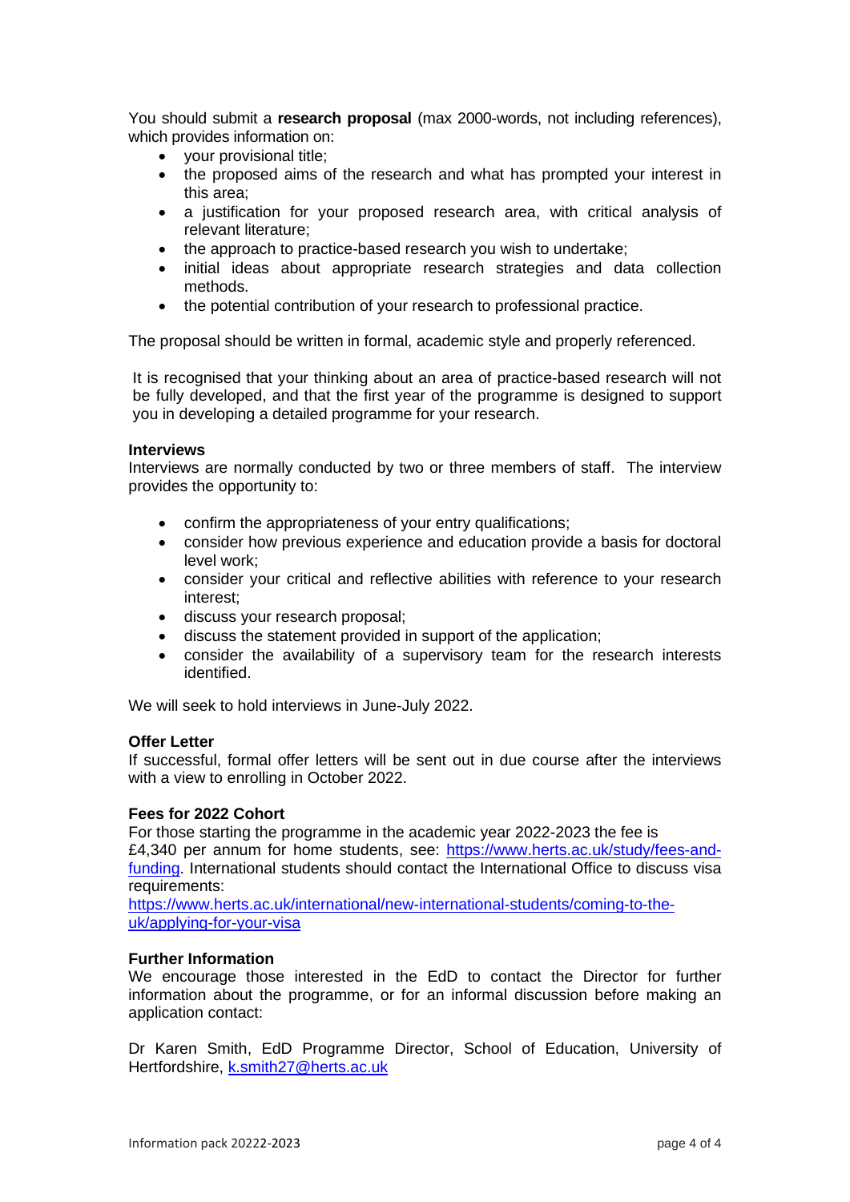You should submit a **research proposal** (max 2000-words, not including references), which provides information on:

- your provisional title;
- the proposed aims of the research and what has prompted your interest in this area;
- a justification for your proposed research area, with critical analysis of relevant literature;
- the approach to practice-based research you wish to undertake;
- initial ideas about appropriate research strategies and data collection methods.
- the potential contribution of your research to professional practice.

The proposal should be written in formal, academic style and properly referenced.

It is recognised that your thinking about an area of practice-based research will not be fully developed, and that the first year of the programme is designed to support you in developing a detailed programme for your research.

**Interviews**

Interviews are normally conducted by two or three members of staff. The interview provides the opportunity to:

- confirm the appropriateness of your entry qualifications;
- consider how previous experience and education provide a basis for doctoral level work;
- consider your critical and reflective abilities with reference to your research interest;
- discuss your research proposal;
- discuss the statement provided in support of the application;
- consider the availability of a supervisory team for the research interests identified.

We will seek to hold interviews in June-July 2022.

**Offer Letter**

If successful, formal offer letters will be sent out in due course after the interviews with a view to enrolling in October 2022.

**Fees for 2022 Cohort**

For those starting the programme in the academic year 2022-2023 the fee is £4,340 per annum for home students, see: https://www.herts.ac.uk/study/fees-and-funding. International students should contact the International Office to discuss visa requirements:
https://www.herts.ac.uk/international/new-international-students/coming-to-the-uk/applying-for-your-visa

**Further Information**

We encourage those interested in the EdD to contact the Director for further information about the programme, or for an informal discussion before making an application contact:

Dr Karen Smith, EdD Programme Director, School of Education, University of Hertfordshire, k.smith27@herts.ac.uk